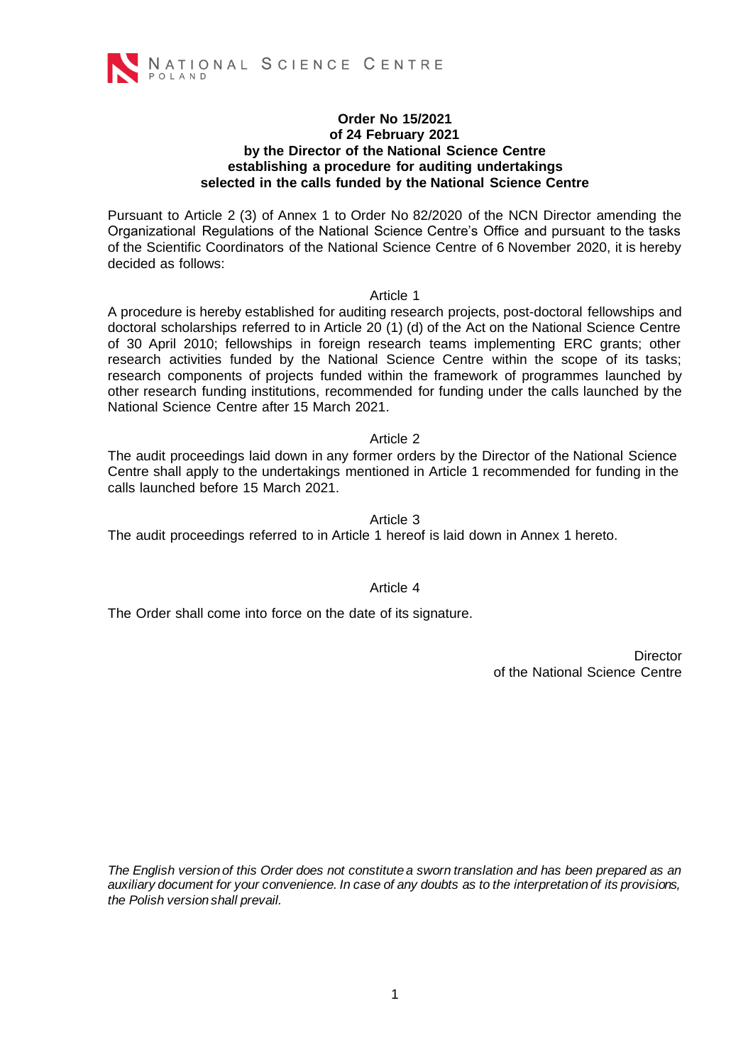NATIONAL SCIENCE CENTRE
POLAND

**Order No 15/2021**
**of 24 February 2021**
**by the Director of the National Science Centre**
**establishing a procedure for auditing undertakings**
**selected in the calls funded by the National Science Centre**

Pursuant to Article 2 (3) of Annex 1 to Order No 82/2020 of the NCN Director amending the Organizational Regulations of the National Science Centre's Office and pursuant to the tasks of the Scientific Coordinators of the National Science Centre of 6 November 2020, it is hereby decided as follows:

Article 1

A procedure is hereby established for auditing research projects, post-doctoral fellowships and doctoral scholarships referred to in Article 20 (1) (d) of the Act on the National Science Centre of 30 April 2010; fellowships in foreign research teams implementing ERC grants; other research activities funded by the National Science Centre within the scope of its tasks; research components of projects funded within the framework of programmes launched by other research funding institutions, recommended for funding under the calls launched by the National Science Centre after 15 March 2021.

Article 2

The audit proceedings laid down in any former orders by the Director of the National Science Centre shall apply to the undertakings mentioned in Article 1 recommended for funding in the calls launched before 15 March 2021.

Article 3

The audit proceedings referred to in Article 1 hereof is laid down in Annex 1 hereto.

Article 4

The Order shall come into force on the date of its signature.

Director
of the National Science Centre

*The English version of this Order does not constitute a sworn translation and has been prepared as an auxiliary document for your convenience. In case of any doubts as to the interpretation of its provisions, the Polish version shall prevail.*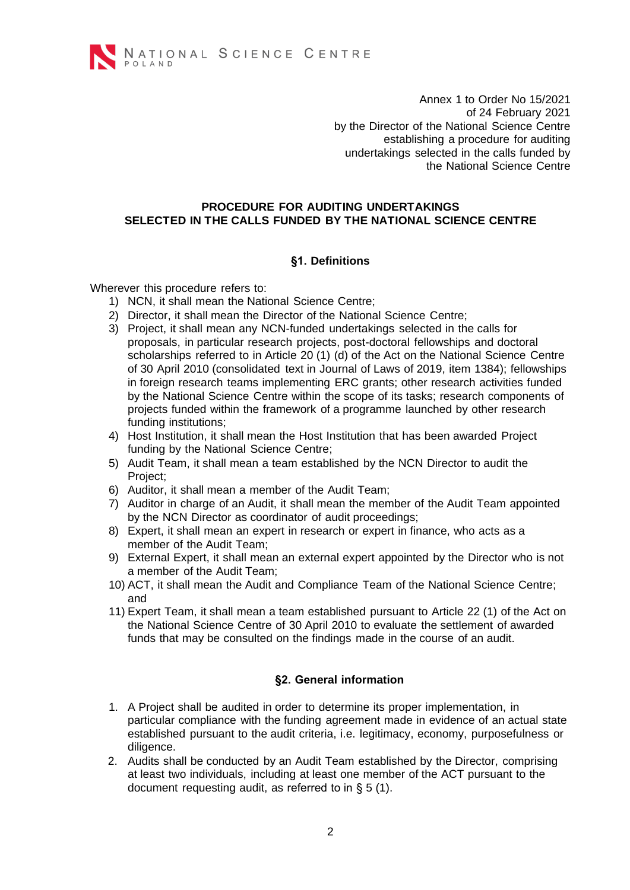Annex 1 to Order No 15/2021
of 24 February 2021
by the Director of the National Science Centre
establishing a procedure for auditing
undertakings selected in the calls funded by
the National Science Centre

## PROCEDURE FOR AUDITING UNDERTAKINGS SELECTED IN THE CALLS FUNDED BY THE NATIONAL SCIENCE CENTRE

### §1. Definitions

Wherever this procedure refers to:

1) NCN, it shall mean the National Science Centre;
2) Director, it shall mean the Director of the National Science Centre;
3) Project, it shall mean any NCN-funded undertakings selected in the calls for proposals, in particular research projects, post-doctoral fellowships and doctoral scholarships referred to in Article 20 (1) (d) of the Act on the National Science Centre of 30 April 2010 (consolidated text in Journal of Laws of 2019, item 1384); fellowships in foreign research teams implementing ERC grants; other research activities funded by the National Science Centre within the scope of its tasks; research components of projects funded within the framework of a programme launched by other research funding institutions;
4) Host Institution, it shall mean the Host Institution that has been awarded Project funding by the National Science Centre;
5) Audit Team, it shall mean a team established by the NCN Director to audit the Project;
6) Auditor, it shall mean a member of the Audit Team;
7) Auditor in charge of an Audit, it shall mean the member of the Audit Team appointed by the NCN Director as coordinator of audit proceedings;
8) Expert, it shall mean an expert in research or expert in finance, who acts as a member of the Audit Team;
9) External Expert, it shall mean an external expert appointed by the Director who is not a member of the Audit Team;
10) ACT, it shall mean the Audit and Compliance Team of the National Science Centre; and
11) Expert Team, it shall mean a team established pursuant to Article 22 (1) of the Act on the National Science Centre of 30 April 2010 to evaluate the settlement of awarded funds that may be consulted on the findings made in the course of an audit.

### §2. General information

1. A Project shall be audited in order to determine its proper implementation, in particular compliance with the funding agreement made in evidence of an actual state established pursuant to the audit criteria, i.e. legitimacy, economy, purposefulness or diligence.
2. Audits shall be conducted by an Audit Team established by the Director, comprising at least two individuals, including at least one member of the ACT pursuant to the document requesting audit, as referred to in § 5 (1).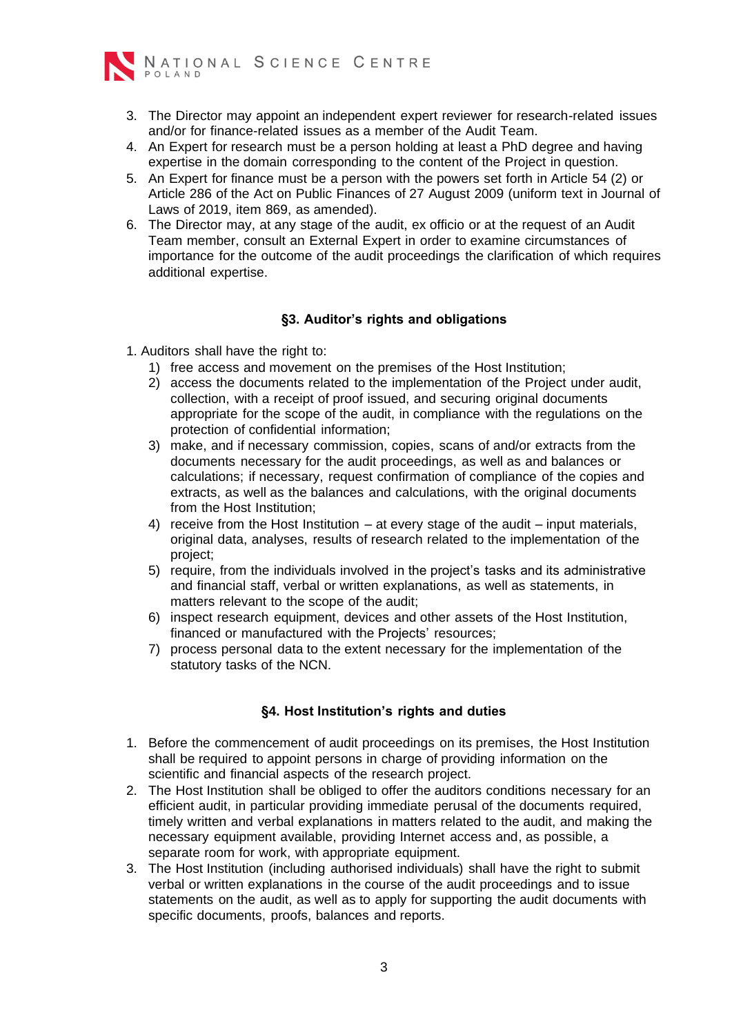3. The Director may appoint an independent expert reviewer for research-related issues and/or for finance-related issues as a member of the Audit Team.
4. An Expert for research must be a person holding at least a PhD degree and having expertise in the domain corresponding to the content of the Project in question.
5. An Expert for finance must be a person with the powers set forth in Article 54 (2) or Article 286 of the Act on Public Finances of 27 August 2009 (uniform text in Journal of Laws of 2019, item 869, as amended).
6. The Director may, at any stage of the audit, ex officio or at the request of an Audit Team member, consult an External Expert in order to examine circumstances of importance for the outcome of the audit proceedings the clarification of which requires additional expertise.

### §3. Auditor's rights and obligations

1. Auditors shall have the right to:
   1) free access and movement on the premises of the Host Institution;
   2) access the documents related to the implementation of the Project under audit, collection, with a receipt of proof issued, and securing original documents appropriate for the scope of the audit, in compliance with the regulations on the protection of confidential information;
   3) make, and if necessary commission, copies, scans of and/or extracts from the documents necessary for the audit proceedings, as well as and balances or calculations; if necessary, request confirmation of compliance of the copies and extracts, as well as the balances and calculations, with the original documents from the Host Institution;
   4) receive from the Host Institution – at every stage of the audit – input materials, original data, analyses, results of research related to the implementation of the project;
   5) require, from the individuals involved in the project's tasks and its administrative and financial staff, verbal or written explanations, as well as statements, in matters relevant to the scope of the audit;
   6) inspect research equipment, devices and other assets of the Host Institution, financed or manufactured with the Projects' resources;
   7) process personal data to the extent necessary for the implementation of the statutory tasks of the NCN.

### §4. Host Institution's rights and duties

1. Before the commencement of audit proceedings on its premises, the Host Institution shall be required to appoint persons in charge of providing information on the scientific and financial aspects of the research project.
2. The Host Institution shall be obliged to offer the auditors conditions necessary for an efficient audit, in particular providing immediate perusal of the documents required, timely written and verbal explanations in matters related to the audit, and making the necessary equipment available, providing Internet access and, as possible, a separate room for work, with appropriate equipment.
3. The Host Institution (including authorised individuals) shall have the right to submit verbal or written explanations in the course of the audit proceedings and to issue statements on the audit, as well as to apply for supporting the audit documents with specific documents, proofs, balances and reports.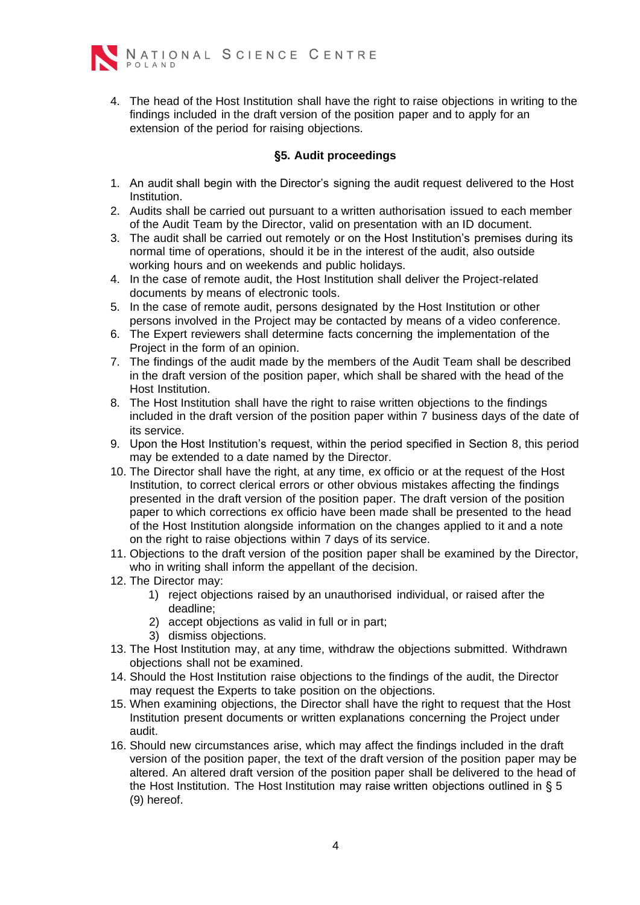4. The head of the Host Institution shall have the right to raise objections in writing to the findings included in the draft version of the position paper and to apply for an extension of the period for raising objections.

## §5. Audit proceedings

1. An audit shall begin with the Director's signing the audit request delivered to the Host Institution.
2. Audits shall be carried out pursuant to a written authorisation issued to each member of the Audit Team by the Director, valid on presentation with an ID document.
3. The audit shall be carried out remotely or on the Host Institution's premises during its normal time of operations, should it be in the interest of the audit, also outside working hours and on weekends and public holidays.
4. In the case of remote audit, the Host Institution shall deliver the Project-related documents by means of electronic tools.
5. In the case of remote audit, persons designated by the Host Institution or other persons involved in the Project may be contacted by means of a video conference.
6. The Expert reviewers shall determine facts concerning the implementation of the Project in the form of an opinion.
7. The findings of the audit made by the members of the Audit Team shall be described in the draft version of the position paper, which shall be shared with the head of the Host Institution.
8. The Host Institution shall have the right to raise written objections to the findings included in the draft version of the position paper within 7 business days of the date of its service.
9. Upon the Host Institution's request, within the period specified in Section 8, this period may be extended to a date named by the Director.
10. The Director shall have the right, at any time, ex officio or at the request of the Host Institution, to correct clerical errors or other obvious mistakes affecting the findings presented in the draft version of the position paper. The draft version of the position paper to which corrections ex officio have been made shall be presented to the head of the Host Institution alongside information on the changes applied to it and a note on the right to raise objections within 7 days of its service.
11. Objections to the draft version of the position paper shall be examined by the Director, who in writing shall inform the appellant of the decision.
12. The Director may:
    1) reject objections raised by an unauthorised individual, or raised after the deadline;
    2) accept objections as valid in full or in part;
    3) dismiss objections.
13. The Host Institution may, at any time, withdraw the objections submitted. Withdrawn objections shall not be examined.
14. Should the Host Institution raise objections to the findings of the audit, the Director may request the Experts to take position on the objections.
15. When examining objections, the Director shall have the right to request that the Host Institution present documents or written explanations concerning the Project under audit.
16. Should new circumstances arise, which may affect the findings included in the draft version of the position paper, the text of the draft version of the position paper may be altered. An altered draft version of the position paper shall be delivered to the head of the Host Institution. The Host Institution may raise written objections outlined in § 5 (9) hereof.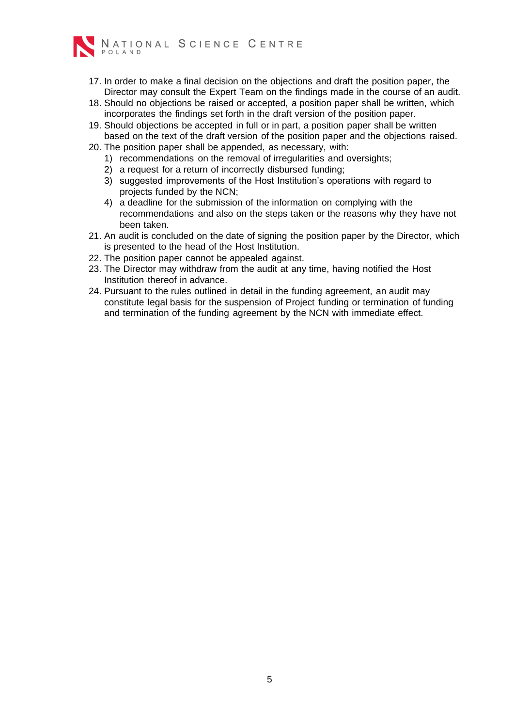17. In order to make a final decision on the objections and draft the position paper, the Director may consult the Expert Team on the findings made in the course of an audit.
18. Should no objections be raised or accepted, a position paper shall be written, which incorporates the findings set forth in the draft version of the position paper.
19. Should objections be accepted in full or in part, a position paper shall be written based on the text of the draft version of the position paper and the objections raised.
20. The position paper shall be appended, as necessary, with:
    1) recommendations on the removal of irregularities and oversights;
    2) a request for a return of incorrectly disbursed funding;
    3) suggested improvements of the Host Institution's operations with regard to projects funded by the NCN;
    4) a deadline for the submission of the information on complying with the recommendations and also on the steps taken or the reasons why they have not been taken.
21. An audit is concluded on the date of signing the position paper by the Director, which is presented to the head of the Host Institution.
22. The position paper cannot be appealed against.
23. The Director may withdraw from the audit at any time, having notified the Host Institution thereof in advance.
24. Pursuant to the rules outlined in detail in the funding agreement, an audit may constitute legal basis for the suspension of Project funding or termination of funding and termination of the funding agreement by the NCN with immediate effect.